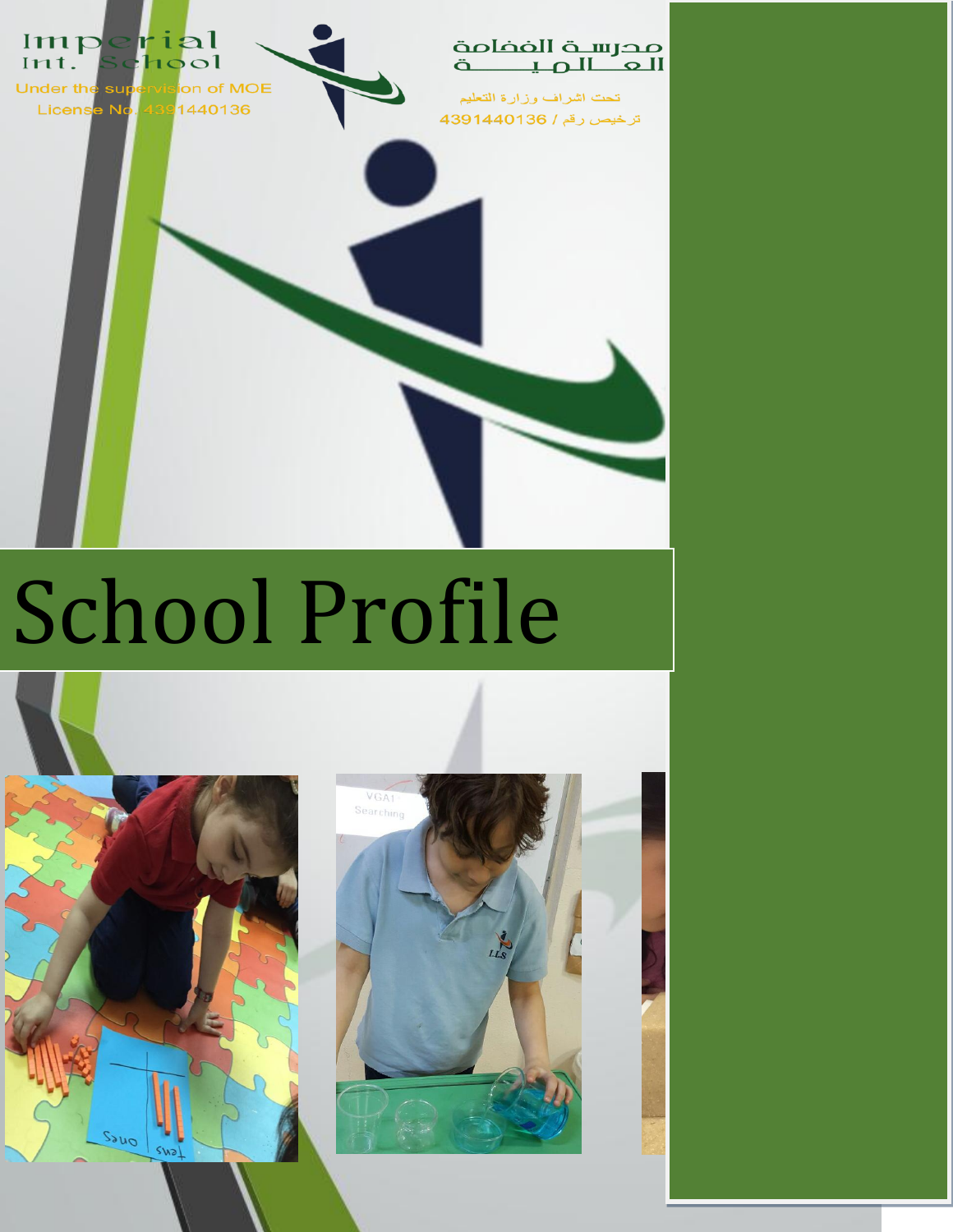Imperial Int. School

Under the supervision of MOE

License No. 4391440136

مدرسة الفخامة العالمية

تحت اشراف وزارة التعليم

ترخيص رقم / 4391440136

# School Profile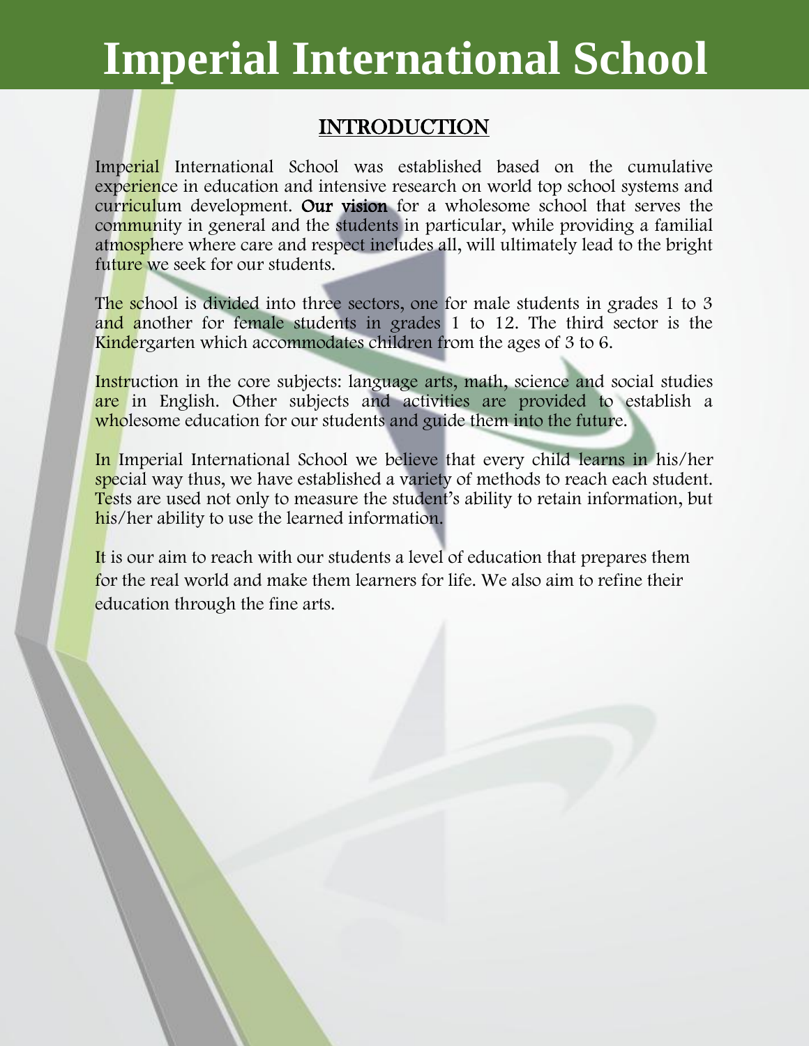# Imperial International School

## INTRODUCTION

Imperial International School was established based on the cumulative experience in education and intensive research on world top school systems and curriculum development. **Our vision** for a wholesome school that serves the community in general and the students in particular, while providing a familial atmosphere where care and respect includes all, will ultimately lead to the bright future we seek for our students.

The school is divided into three sectors, one for male students in grades 1 to 3 and another for female students in grades 1 to 12. The third sector is the Kindergarten which accommodates children from the ages of 3 to 6.

Instruction in the core subjects: language arts, math, science and social studies are in English. Other subjects and activities are provided to establish a wholesome education for our students and guide them into the future.

In Imperial International School we believe that every child learns in his/her special way thus, we have established a variety of methods to reach each student. Tests are used not only to measure the student's ability to retain information, but his/her ability to use the learned information.

It is our aim to reach with our students a level of education that prepares them for the real world and make them learners for life. We also aim to refine their education through the fine arts.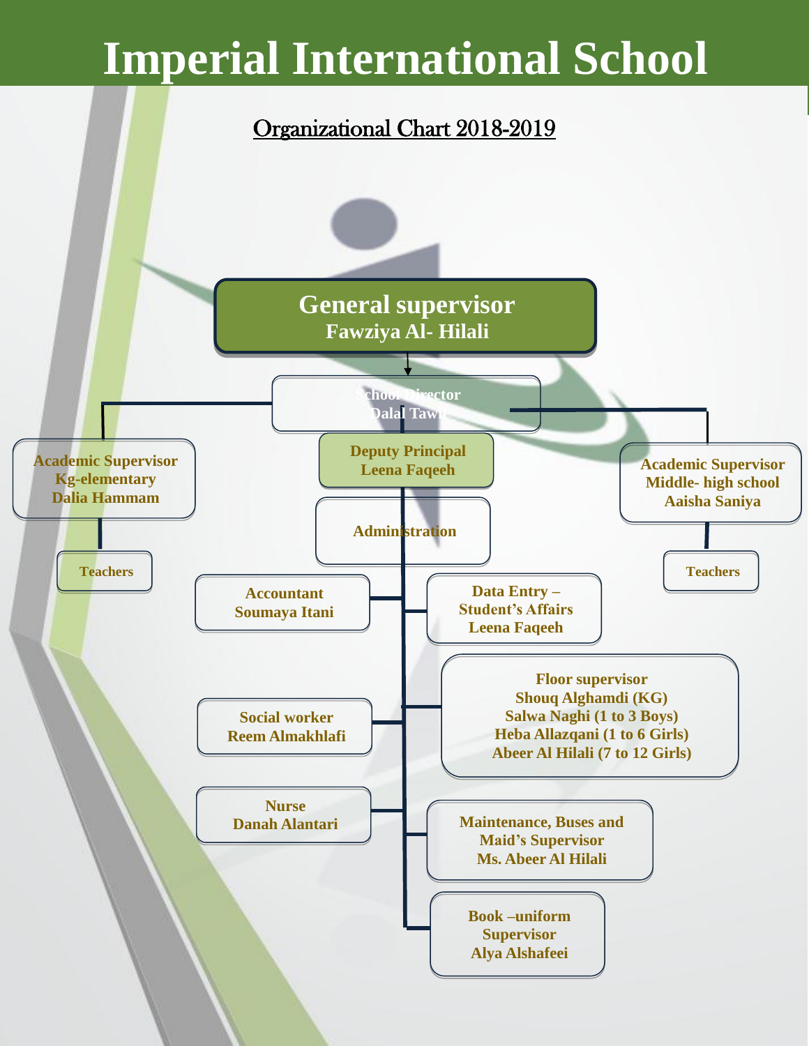# Imperial International School

## Organizational Chart 2018-2019

**General supervisor**
**Fawziya Al- Hilali**

**School Director**
**Dalal Tawil**

**Deputy Principal**
**Leena Faqeeh**

**Academic Supervisor**
**Kg-elementary**
**Dalia Hammam**

- **Teachers**

**Academic Supervisor**
**Middle- high school**
**Aaisha Saniya**

- **Teachers**

**Administration**

- **Accountant**
  **Soumaya Itani**
- **Data Entry – Student's Affairs**
  **Leena Faqeeh**
- **Social worker**
  **Reem Almakhlafi**
- **Floor supervisor**
  **Shouq Alghamdi (KG)**
  **Salwa Naghi (1 to 3 Boys)**
  **Heba Allazqani (1 to 6 Girls)**
  **Abeer Al Hilali (7 to 12 Girls)**
- **Nurse**
  **Danah Alantari**
- **Maintenance, Buses and Maid's Supervisor**
  **Ms. Abeer Al Hilali**
- **Book –uniform Supervisor**
  **Alya Alshafeei**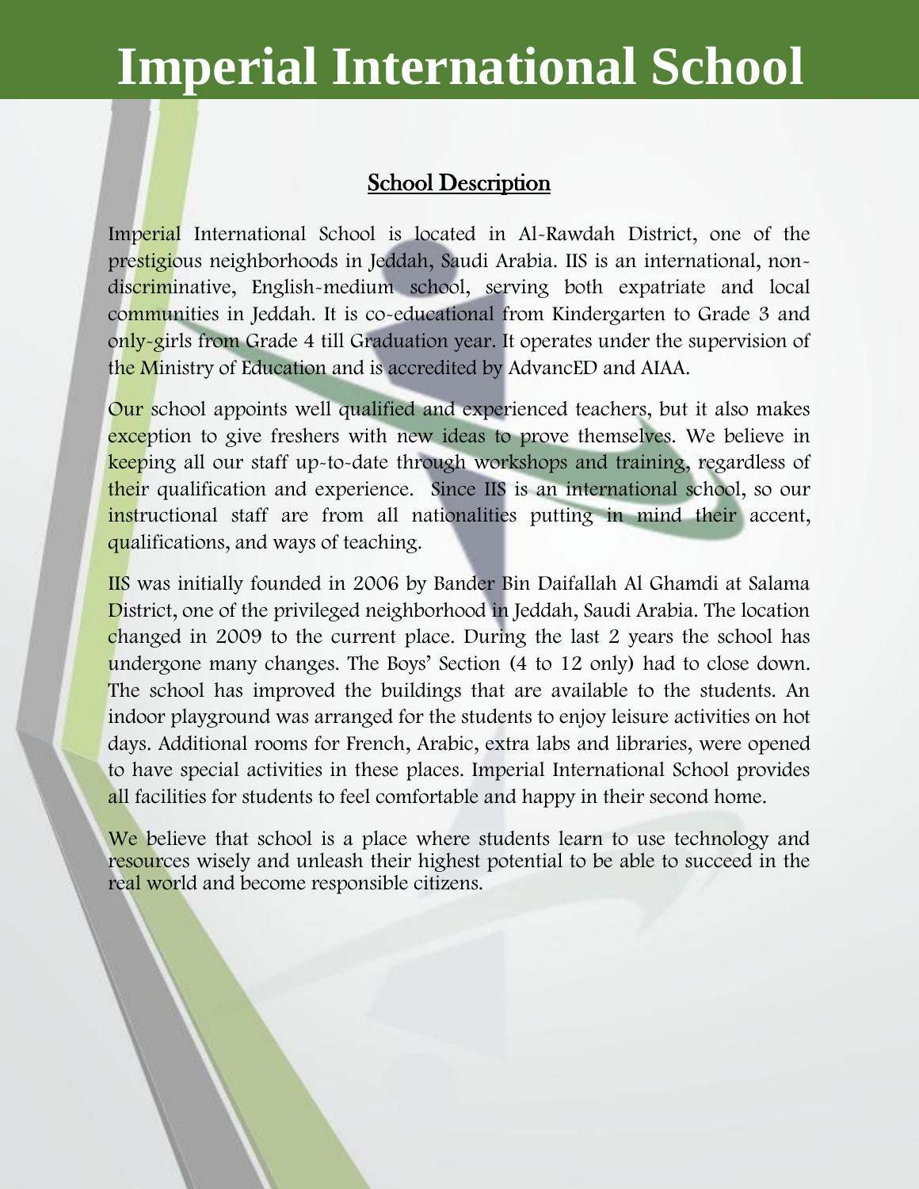# Imperial International School

## School Description

Imperial International School is located in Al-Rawdah District, one of the prestigious neighborhoods in Jeddah, Saudi Arabia. IIS is an international, non-discriminative, English-medium school, serving both expatriate and local communities in Jeddah. It is co-educational from Kindergarten to Grade 3 and only-girls from Grade 4 till Graduation year. It operates under the supervision of the Ministry of Education and is accredited by AdvancED and AIAA.

Our school appoints well qualified and experienced teachers, but it also makes exception to give freshers with new ideas to prove themselves. We believe in keeping all our staff up-to-date through workshops and training, regardless of their qualification and experience. Since IIS is an international school, so our instructional staff are from all nationalities putting in mind their accent, qualifications, and ways of teaching.

IIS was initially founded in 2006 by Bander Bin Daifallah Al Ghamdi at Salama District, one of the privileged neighborhood in Jeddah, Saudi Arabia. The location changed in 2009 to the current place. During the last 2 years the school has undergone many changes. The Boys' Section (4 to 12 only) had to close down. The school has improved the buildings that are available to the students. An indoor playground was arranged for the students to enjoy leisure activities on hot days. Additional rooms for French, Arabic, extra labs and libraries, were opened to have special activities in these places. Imperial International School provides all facilities for students to feel comfortable and happy in their second home.

We believe that school is a place where students learn to use technology and resources wisely and unleash their highest potential to be able to succeed in the real world and become responsible citizens.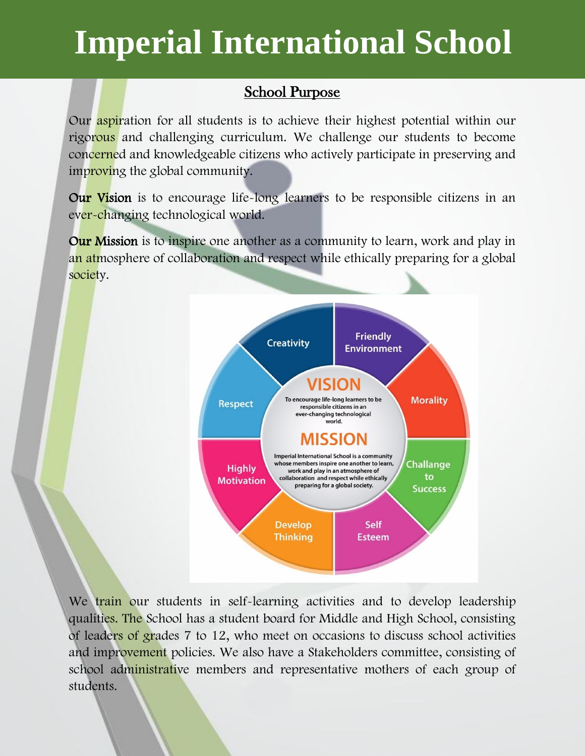# Imperial International School

## School Purpose

Our aspiration for all students is to achieve their highest potential within our rigorous and challenging curriculum. We challenge our students to become concerned and knowledgeable citizens who actively participate in preserving and improving the global community.

**Our Vision** is to encourage life-long learners to be responsible citizens in an ever-changing technological world.

**Our Mission** is to inspire one another as a community to learn, work and play in an atmosphere of collaboration and respect while ethically preparing for a global society.

VISION

To encourage life-long learners to be responsible citizens in an ever-changing technological world.

MISSION

Imperial International School is a community whose members inspire one another to learn, work and play in an atmosphere of collaboration and respect while ethically preparing for a global society.

- Creativity
- Friendly Environment
- Morality
- Challange to Success
- Self Esteem
- Develop Thinking
- Highly Motivation
- Respect

We train our students in self-learning activities and to develop leadership qualities. The School has a student board for Middle and High School, consisting of leaders of grades 7 to 12, who meet on occasions to discuss school activities and improvement policies. We also have a Stakeholders committee, consisting of school administrative members and representative mothers of each group of students.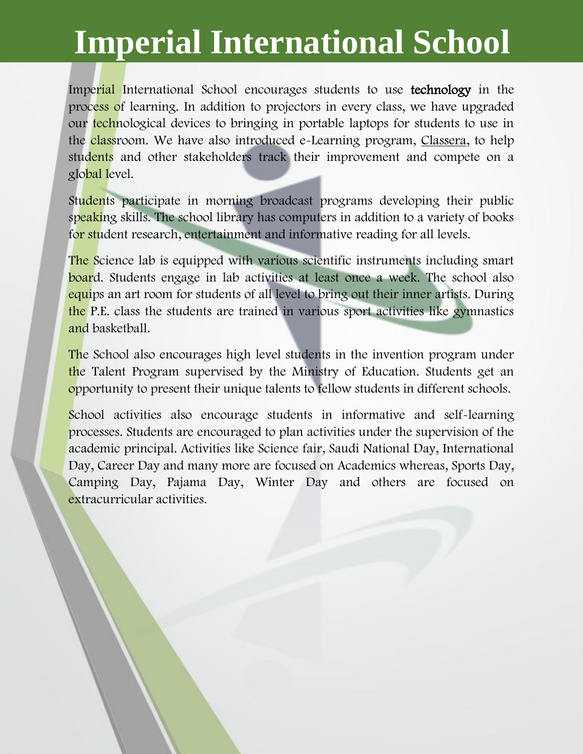# Imperial International School

Imperial International School encourages students to use **technology** in the process of learning. In addition to projectors in every class, we have upgraded our technological devices to bringing in portable laptops for students to use in the classroom. We have also introduced e-Learning program, Classera, to help students and other stakeholders track their improvement and compete on a global level.

Students participate in morning broadcast programs developing their public speaking skills. The school library has computers in addition to a variety of books for student research, entertainment and informative reading for all levels.

The Science lab is equipped with various scientific instruments including smart board. Students engage in lab activities at least once a week. The school also equips an art room for students of all level to bring out their inner artists. During the P.E. class the students are trained in various sport activities like gymnastics and basketball.

The School also encourages high level students in the invention program under the Talent Program supervised by the Ministry of Education. Students get an opportunity to present their unique talents to fellow students in different schools.

School activities also encourage students in informative and self-learning processes. Students are encouraged to plan activities under the supervision of the academic principal. Activities like Science fair, Saudi National Day, International Day, Career Day and many more are focused on Academics whereas, Sports Day, Camping Day, Pajama Day, Winter Day and others are focused on extracurricular activities.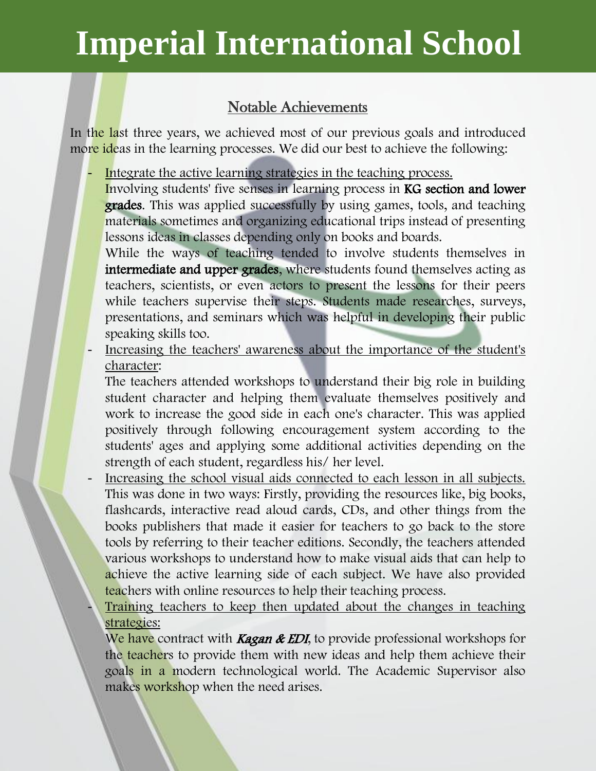# Imperial International School

## Notable Achievements

In the last three years, we achieved most of our previous goals and introduced more ideas in the learning processes. We did our best to achieve the following:

- Integrate the active learning strategies in the teaching process.
  Involving students' five senses in learning process in **KG section and lower grades**. This was applied successfully by using games, tools, and teaching materials sometimes and organizing educational trips instead of presenting lessons ideas in classes depending only on books and boards.
  While the ways of teaching tended to involve students themselves in **intermediate and upper grades**, where students found themselves acting as teachers, scientists, or even actors to present the lessons for their peers while teachers supervise their steps. Students made researches, surveys, presentations, and seminars which was helpful in developing their public speaking skills too.
- Increasing the teachers' awareness about the importance of the student's character:
  The teachers attended workshops to understand their big role in building student character and helping them evaluate themselves positively and work to increase the good side in each one's character. This was applied positively through following encouragement system according to the students' ages and applying some additional activities depending on the strength of each student, regardless his/ her level.
- Increasing the school visual aids connected to each lesson in all subjects.
  This was done in two ways: Firstly, providing the resources like, big books, flashcards, interactive read aloud cards, CDs, and other things from the books publishers that made it easier for teachers to go back to the store tools by referring to their teacher editions. Secondly, the teachers attended various workshops to understand how to make visual aids that can help to achieve the active learning side of each subject. We have also provided teachers with online resources to help their teaching process.
- Training teachers to keep then updated about the changes in teaching strategies:
  We have contract with ***Kagan & EDI***, to provide professional workshops for the teachers to provide them with new ideas and help them achieve their goals in a modern technological world. The Academic Supervisor also makes workshop when the need arises.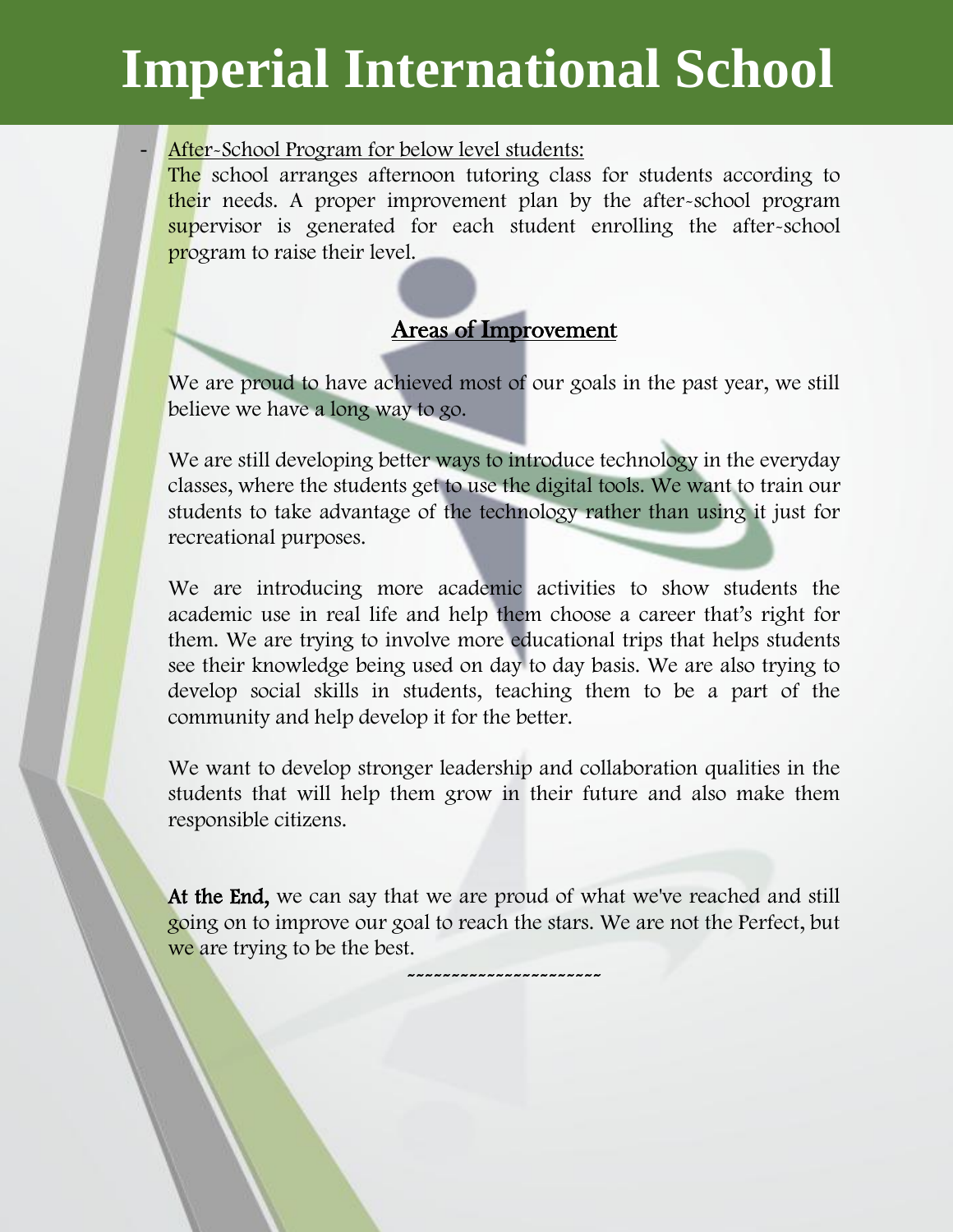# Imperial International School

- <u>After-School Program for below level students:</u>
  The school arranges afternoon tutoring class for students according to their needs. A proper improvement plan by the after-school program supervisor is generated for each student enrolling the after-school program to raise their level.

## <u>Areas of Improvement</u>

We are proud to have achieved most of our goals in the past year, we still believe we have a long way to go.

We are still developing better ways to introduce technology in the everyday classes, where the students get to use the digital tools. We want to train our students to take advantage of the technology rather than using it just for recreational purposes.

We are introducing more academic activities to show students the academic use in real life and help them choose a career that's right for them. We are trying to involve more educational trips that helps students see their knowledge being used on day to day basis. We are also trying to develop social skills in students, teaching them to be a part of the community and help develop it for the better.

We want to develop stronger leadership and collaboration qualities in the students that will help them grow in their future and also make them responsible citizens.

**At the End,** we can say that we are proud of what we've reached and still going on to improve our goal to reach the stars. We are not the Perfect, but we are trying to be the best.

~~~~~~~~~~~~~~~~~~~~~~